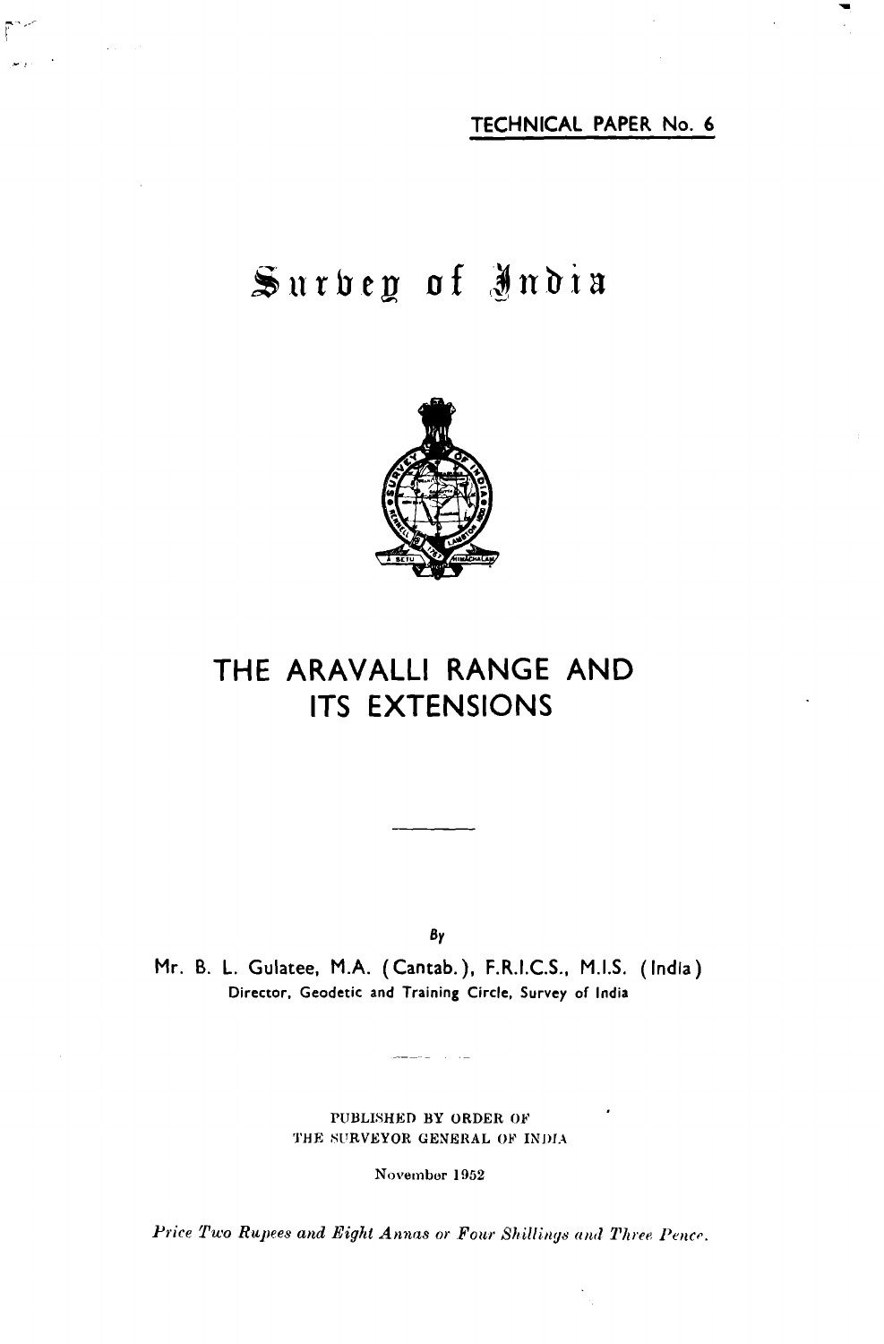TECHNICAL PAPER No. 6

# Survey of India

# THE ARAVALLI RANGE AND ITS EXTENSIONS

By

Mr. B. L. Gulatee, M.A. (Cantab.), F.R.I.C.S., M.I.S. (India)

Director, Geodetic and Training Circle, Survey of India

PUBLISHED BY ORDER OF
THE SURVEYOR GENERAL OF INDIA

November 1952

*Price Two Rupees and Eight Annas or Four Shillings and Three Pence.*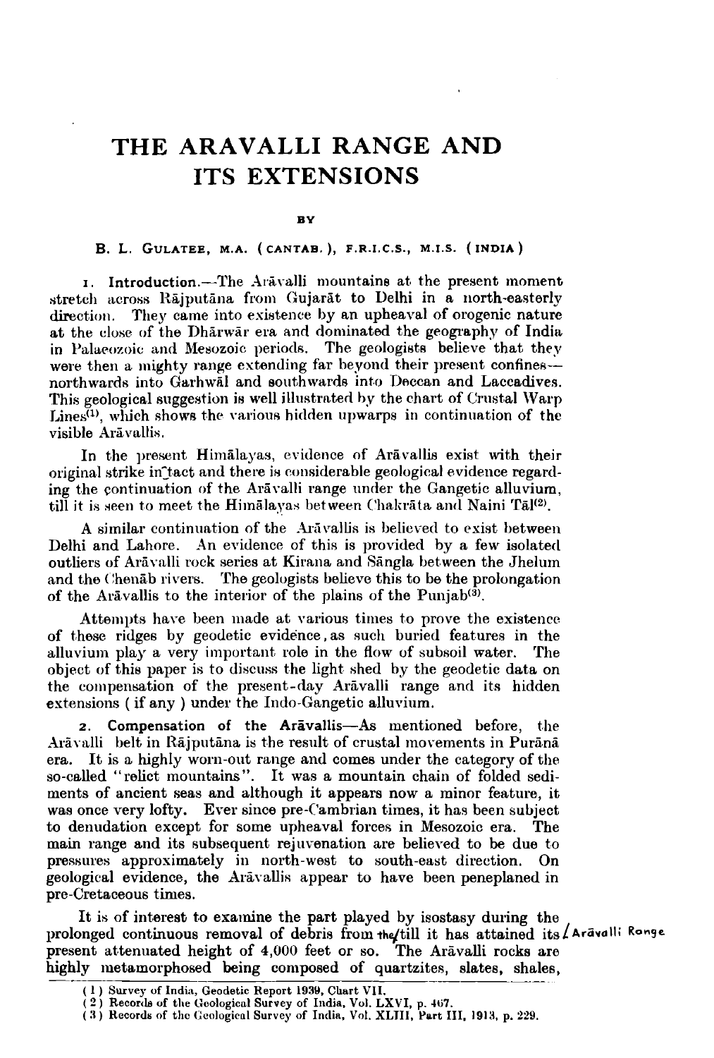# THE ARAVALLI RANGE AND ITS EXTENSIONS

BY

B. L. GULATEE, M.A. (CANTAB.), F.R.I.C.S., M.I.S. (INDIA)

1. **Introduction.**—The Arāvalli mountains at the present moment stretch across Rājputāna from Gujarāt to Delhi in a north-easterly direction. They came into existence by an upheaval of orogenic nature at the close of the Dhārwār era and dominated the geography of India in Palaeozoic and Mesozoic periods. The geologists believe that they were then a mighty range extending far beyond their present confines—northwards into Garhwāl and southwards into Deccan and Laccadives. This geological suggestion is well illustrated by the chart of Crustal Warp Lines[1], which shows the various hidden upwarps in continuation of the visible Arāvallis.

In the present Himālayas, evidence of Arāvallis exist with their original strike intact and there is considerable geological evidence regarding the continuation of the Arāvalli range under the Gangetic alluvium, till it is seen to meet the Himālayas between Chakrāta and Naini Tāl[2].

A similar continuation of the Arāvallis is believed to exist between Delhi and Lahore. An evidence of this is provided by a few isolated outliers of Arāvalli rock series at Kirana and Sāngla between the Jhelum and the Chenāb rivers. The geologists believe this to be the prolongation of the Arāvallis to the interior of the plains of the Punjab[3].

Attempts have been made at various times to prove the existence of these ridges by geodetic evidence, as such buried features in the alluvium play a very important role in the flow of subsoil water. The object of this paper is to discuss the light shed by the geodetic data on the compensation of the present-day Arāvalli range and its hidden extensions (if any) under the Indo-Gangetic alluvium.

2. **Compensation of the Arāvallis**—As mentioned before, the Arāvalli belt in Rājputāna is the result of crustal movements in Purānā era. It is a highly worn-out range and comes under the category of the so-called "relict mountains". It was a mountain chain of folded sediments of ancient seas and although it appears now a minor feature, it was once very lofty. Ever since pre-Cambrian times, it has been subject to denudation except for some upheaval forces in Mesozoic era. The main range and its subsequent rejuvenation are believed to be due to pressures approximately in north-west to south-east direction. On geological evidence, the Arāvallis appear to have been peneplaned in pre-Cretaceous times.

It is of interest to examine the part played by isostasy during the prolonged continuous removal of debris from the Arāvalli Range till it has attained its present attenuated height of 4,000 feet or so. The Arāvalli rocks are highly metamorphosed being composed of quartzites, slates, shales,

(1) Survey of India, Geodetic Report 1939, Chart VII.
(2) Records of the Geological Survey of India, Vol. LXVI, p. 467.
(3) Records of the Geological Survey of India, Vol. XLIII, Part III, 1913, p. 229.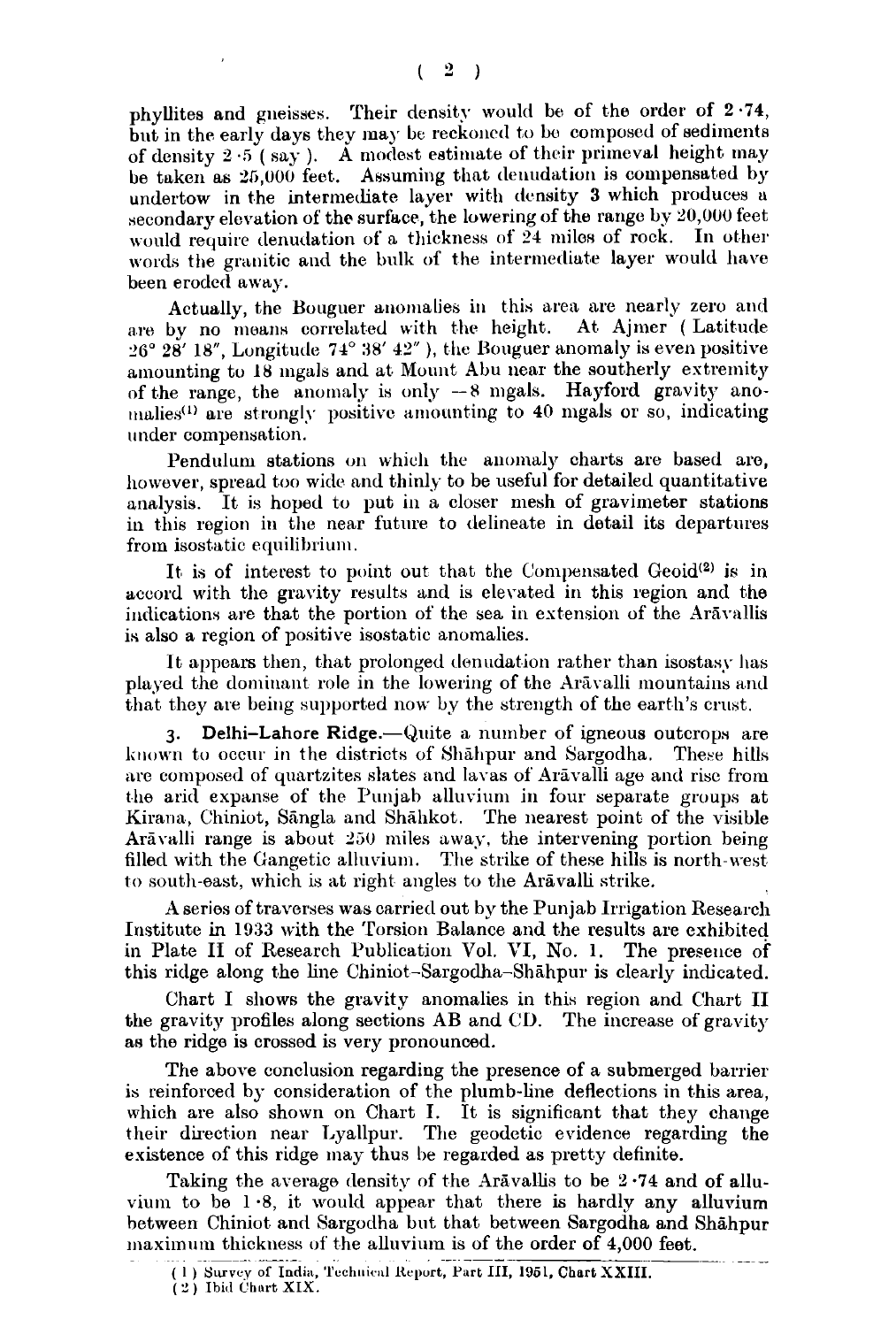phyllites and gneisses. Their density would be of the order of 2·74, but in the early days they may be reckoned to be composed of sediments of density 2·5 ( say ). A modest estimate of their primeval height may be taken as 25,000 feet. Assuming that denudation is compensated by undertow in the intermediate layer with density 3 which produces a secondary elevation of the surface, the lowering of the range by 20,000 feet would require denudation of a thickness of 24 miles of rock. In other words the granitic and the bulk of the intermediate layer would have been eroded away.

Actually, the Bouguer anomalies in this area are nearly zero and are by no means correlated with the height. At Ajmer ( Latitude 26° 28′ 18″, Longitude 74° 38′ 42″ ), the Bouguer anomaly is even positive amounting to 18 mgals and at Mount Abu near the southerly extremity of the range, the anomaly is only −8 mgals. Hayford gravity anomalies[1] are strongly positive amounting to 40 mgals or so, indicating under compensation.

Pendulum stations on which the anomaly charts are based are, however, spread too wide and thinly to be useful for detailed quantitative analysis. It is hoped to put in a closer mesh of gravimeter stations in this region in the near future to delineate in detail its departures from isostatic equilibrium.

It is of interest to point out that the Compensated Geoid[2] is in accord with the gravity results and is elevated in this region and the indications are that the portion of the sea in extension of the Arāvallis is also a region of positive isostatic anomalies.

It appears then, that prolonged denudation rather than isostasy has played the dominant role in the lowering of the Arāvalli mountains and that they are being supported now by the strength of the earth's crust.

3. **Delhi–Lahore Ridge.**—Quite a number of igneous outcrops are known to occur in the districts of Shāhpur and Sargodha. These hills are composed of quartzites slates and lavas of Arāvalli age and rise from the arid expanse of the Punjab alluvium in four separate groups at Kirana, Chiniot, Sāngla and Shāhkot. The nearest point of the visible Arāvalli range is about 250 miles away, the intervening portion being filled with the Gangetic alluvium. The strike of these hills is north-west to south-east, which is at right angles to the Arāvalli strike.

A series of traverses was carried out by the Punjab Irrigation Research Institute in 1933 with the Torsion Balance and the results are exhibited in Plate II of Research Publication Vol. VI, No. 1. The presence of this ridge along the line Chiniot–Sargodha–Shāhpur is clearly indicated.

Chart I shows the gravity anomalies in this region and Chart II the gravity profiles along sections AB and CD. The increase of gravity as the ridge is crossed is very pronounced.

The above conclusion regarding the presence of a submerged barrier is reinforced by consideration of the plumb-line deflections in this area, which are also shown on Chart I. It is significant that they change their direction near Lyallpur. The geodetic evidence regarding the existence of this ridge may thus be regarded as pretty definite.

Taking the average density of the Arāvallis to be 2·74 and of alluvium to be 1·8, it would appear that there is hardly any alluvium between Chiniot and Sargodha but that between Sargodha and Shāhpur maximum thickness of the alluvium is of the order of 4,000 feet.

---

( 1 ) Survey of India, Technical Report, Part III, 1951, Chart XXIII.
( 2 ) Ibid Chart XIX.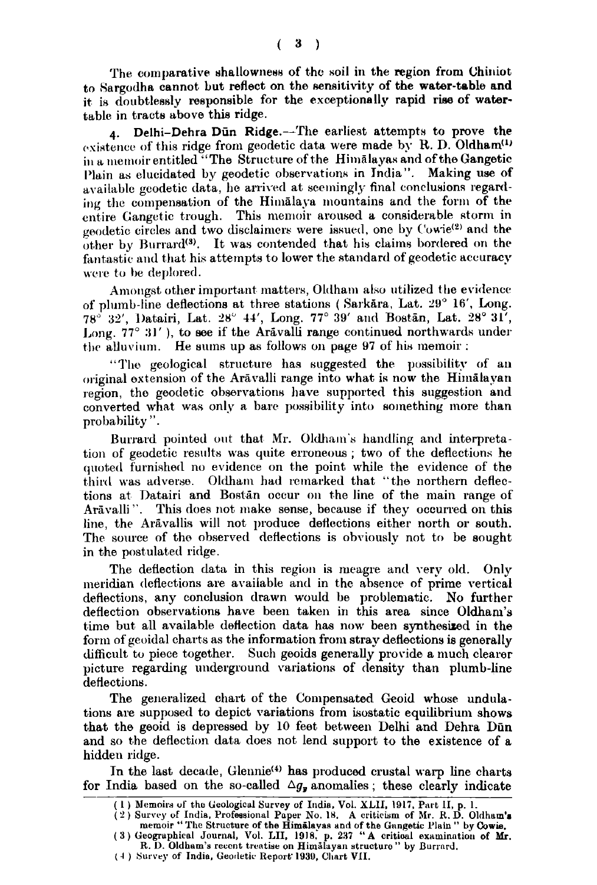The comparative shallowness of the soil in the region from Chiniot to Sargodha cannot but reflect on the sensitivity of the water-table and it is doubtlessly responsible for the exceptionally rapid rise of water-table in tracts above this ridge.

4. **Delhi–Dehra Dūn Ridge.**—The earliest attempts to prove the existence of this ridge from geodetic data were made by R. D. Oldham[1] in a memoir entitled "The Structure of the Himālayas and of the Gangetic Plain as elucidated by geodetic observations in India". Making use of available geodetic data, he arrived at seemingly final conclusions regarding the compensation of the Himālaya mountains and the form of the entire Gangetic trough. This memoir aroused a considerable storm in geodetic circles and two disclaimers were issued, one by Cowie[2] and the other by Burrard[3]. It was contended that his claims bordered on the fantastic and that his attempts to lower the standard of geodetic accuracy were to be deplored.

Amongst other important matters, Oldham also utilized the evidence of plumb-line deflections at three stations ( Sarkāra, Lat. 29° 16′, Long. 78° 32′, Datairi, Lat. 28° 44′, Long. 77° 39′ and Bostān, Lat. 28° 31′, Long. 77° 31′ ), to see if the Arāvalli range continued northwards under the alluvium. He sums up as follows on page 97 of his memoir :

"The geological structure has suggested the possibility of an original extension of the Arāvalli range into what is now the Himālayan region, the geodetic observations have supported this suggestion and converted what was only a bare possibility into something more than probability".

Burrard pointed out that Mr. Oldham's handling and interpretation of geodetic results was quite erroneous ; two of the deflections he quoted furnished no evidence on the point while the evidence of the third was adverse. Oldham had remarked that "the northern deflections at Datairi and Bostān occur on the line of the main range of Arāvalli". This does not make sense, because if they occurred on this line, the Arāvallis will not produce deflections either north or south. The source of the observed deflections is obviously not to be sought in the postulated ridge.

The deflection data in this region is meagre and very old. Only meridian deflections are available and in the absence of prime vertical deflections, any conclusion drawn would be problematic. No further deflection observations have been taken in this area since Oldham's time but all available deflection data has now been synthesized in the form of geoidal charts as the information from stray deflections is generally difficult to piece together. Such geoids generally provide a much clearer picture regarding underground variations of density than plumb-line deflections.

The generalized chart of the Compensated Geoid whose undulations are supposed to depict variations from isostatic equilibrium shows that the geoid is depressed by 10 feet between Delhi and Dehra Dūn and so the deflection data does not lend support to the existence of a hidden ridge.

In the last decade, Glennie[4] has produced crustal warp line charts for India based on the so-called $\Delta g_v$ anomalies ; these clearly indicate

---

( 1 ) Memoirs of the Geological Survey of India, Vol. XLII, 1917, Part II, p. 1.

( 2 ) Survey of India, Professional Paper No. 18. A criticism of Mr. R. D. Oldham's memoir "The Structure of the Himālayas and of the Gangetic Plain" by Cowie.

( 3 ) Geographical Journal, Vol. LII, 1918, p. 237 "A critical examination of Mr. R. D. Oldham's recent treatise on Himālayan structure" by Burrard.

( 4 ) Survey of India, Geodetic Report 1930, Chart VII.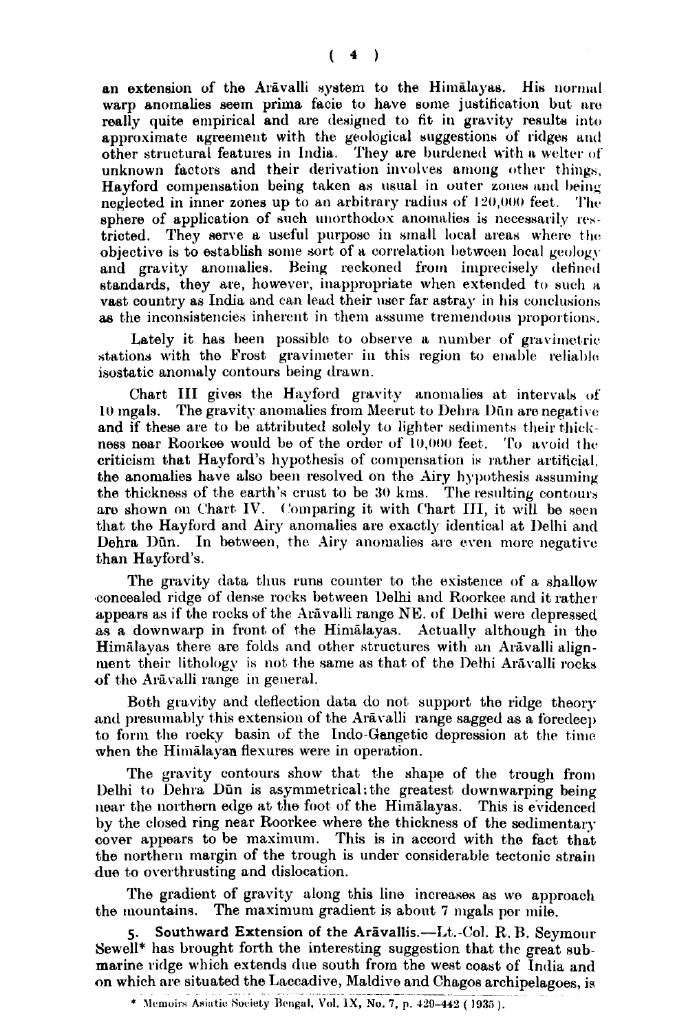an extension of the Arāvalli system to the Himālayas. His normal warp anomalies seem prima facie to have some justification but are really quite empirical and are designed to fit in gravity results into approximate agreement with the geological suggestions of ridges and other structural features in India. They are burdened with a welter of unknown factors and their derivation involves among other things, Hayford compensation being taken as usual in outer zones and being neglected in inner zones up to an arbitrary radius of 120,000 feet. The sphere of application of such unorthodox anomalies is necessarily restricted. They serve a useful purpose in small local areas where the objective is to establish some sort of a correlation between local geology and gravity anomalies. Being reckoned from imprecisely defined standards, they are, however, inappropriate when extended to such a vast country as India and can lead their user far astray in his conclusions as the inconsistencies inherent in them assume tremendous proportions.

Lately it has been possible to observe a number of gravimetric stations with the Frost gravimeter in this region to enable reliable isostatic anomaly contours being drawn.

Chart III gives the Hayford gravity anomalies at intervals of 10 mgals. The gravity anomalies from Meerut to Dehra Dūn are negative and if these are to be attributed solely to lighter sediments their thickness near Roorkee would be of the order of 10,000 feet. To avoid the criticism that Hayford's hypothesis of compensation is rather artificial, the anomalies have also been resolved on the Airy hypothesis assuming the thickness of the earth's crust to be 30 kms. The resulting contours are shown on Chart IV. Comparing it with Chart III, it will be seen that the Hayford and Airy anomalies are exactly identical at Delhi and Dehra Dūn. In between, the Airy anomalies are even more negative than Hayford's.

The gravity data thus runs counter to the existence of a shallow concealed ridge of dense rocks between Delhi and Roorkee and it rather appears as if the rocks of the Arāvalli range NE. of Delhi were depressed as a downwarp in front of the Himālayas. Actually although in the Himālayas there are folds and other structures with an Arāvalli alignment their lithology is not the same as that of the Delhi Arāvalli rocks of the Arāvalli range in general.

Both gravity and deflection data do not support the ridge theory and presumably this extension of the Arāvalli range sagged as a foredeep to form the rocky basin of the Indo-Gangetic depression at the time when the Himālayan flexures were in operation.

The gravity contours show that the shape of the trough from Delhi to Dehra Dūn is asymmetrical; the greatest downwarping being near the northern edge at the foot of the Himālayas. This is evidenced by the closed ring near Roorkee where the thickness of the sedimentary cover appears to be maximum. This is in accord with the fact that the northern margin of the trough is under considerable tectonic strain due to overthrusting and dislocation.

The gradient of gravity along this line increases as we approach the mountains. The maximum gradient is about 7 mgals per mile.

**5. Southward Extension of the Arāvallis.**—Lt.-Col. R. B. Seymour Sewell* has brought forth the interesting suggestion that the great submarine ridge which extends due south from the west coast of India and on which are situated the Laccadive, Maldive and Chagos archipelagoes, is

* Memoirs Asiatic Society Bengal, Vol. IX, No. 7, p. 429–442 (1935).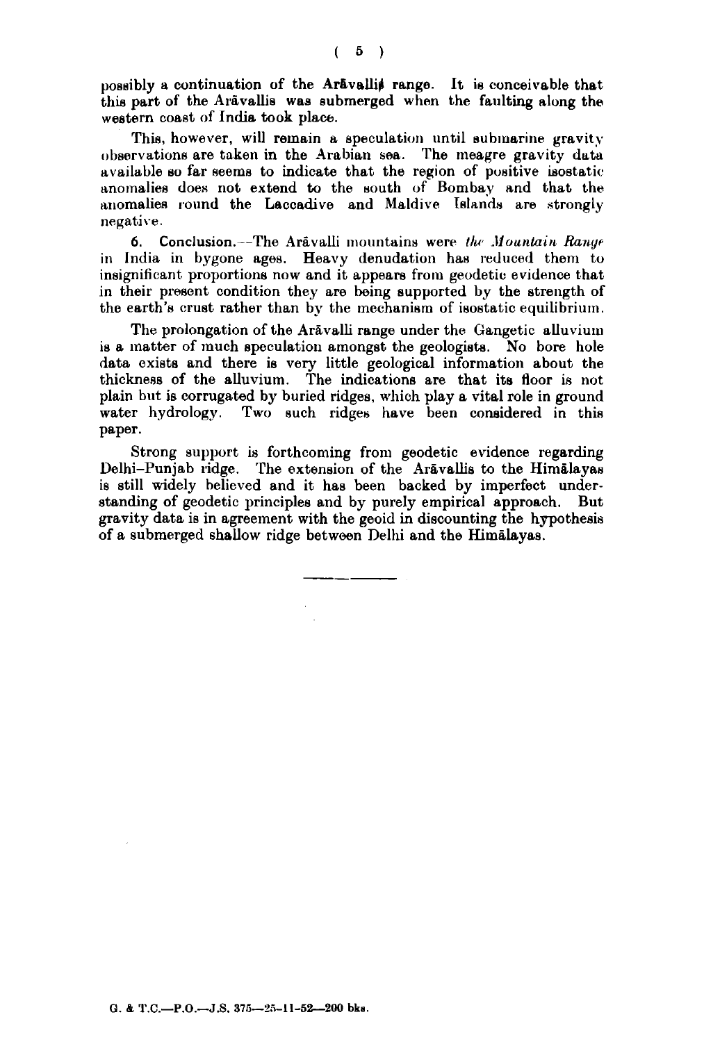possibly a continuation of the Arāvallis range. It is conceivable that this part of the Arāvallis was submerged when the faulting along the western coast of India took place.

This, however, will remain a speculation until submarine gravity observations are taken in the Arabian sea. The meagre gravity data available so far seems to indicate that the region of positive isostatic anomalies does not extend to the south of Bombay and that the anomalies round the Laccadive and Maldive Islands are strongly negative.

6. **Conclusion.**—The Arāvalli mountains were *the Mountain Range* in India in bygone ages. Heavy denudation has reduced them to insignificant proportions now and it appears from geodetic evidence that in their present condition they are being supported by the strength of the earth's crust rather than by the mechanism of isostatic equilibrium.

The prolongation of the Arāvalli range under the Gangetic alluvium is a matter of much speculation amongst the geologists. No bore hole data exists and there is very little geological information about the thickness of the alluvium. The indications are that its floor is not plain but is corrugated by buried ridges, which play a vital role in ground water hydrology. Two such ridges have been considered in this paper.

Strong support is forthcoming from geodetic evidence regarding Delhi–Punjab ridge. The extension of the Arāvallis to the Himālayas is still widely believed and it has been backed by imperfect understanding of geodetic principles and by purely empirical approach. But gravity data is in agreement with the geoid in discounting the hypothesis of a submerged shallow ridge between Delhi and the Himālayas.

---

G. & T.C.—P.O.—J.S. 375—25-11-52—200 bks.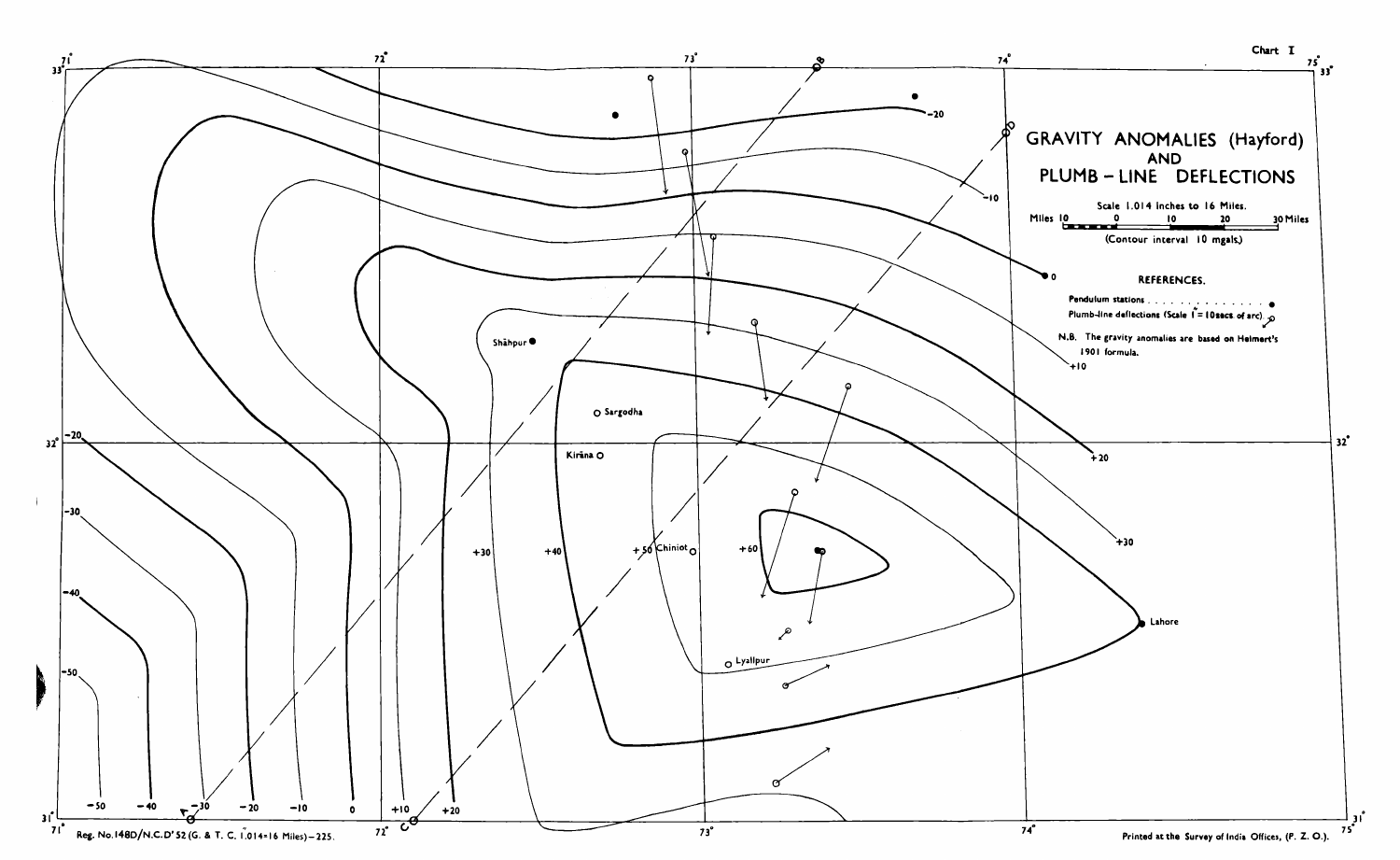Chart I

# GRAVITY ANOMALIES (Hayford) AND PLUMB-LINE DEFLECTIONS

Scale 1.014 inches to 16 Miles.

Miles 10 0 10 20 30 Miles

(Contour interval 10 mgals.)

**REFERENCES.**

Pendulum stations . . . . . . . . . . . . . . . . ●

Plumb-line deflections (Scale 1" = 10 secs. of arc)

N.B. The gravity anomalies are based on Helmert's 1901 formula.

33° 71° 72° 73° 74° 75° 33°

−20 −10 0 +10 +20 +30

Shāhpur Sargodha Kirāna Chiniot Lyallpur Lahore

32° −20 −30 −40 −50 +30 +40 +50 +60 32°

31° −50 −40 −30 −20 −10 0 +10 +20 31°

71° 72° 73° 74° 75°

A B C D

Reg. No. 148D/N.C.D' 52 (G. & T. C. 1.014=16 Miles)—225.

Printed at the Survey of India Offices, (P. Z. O.).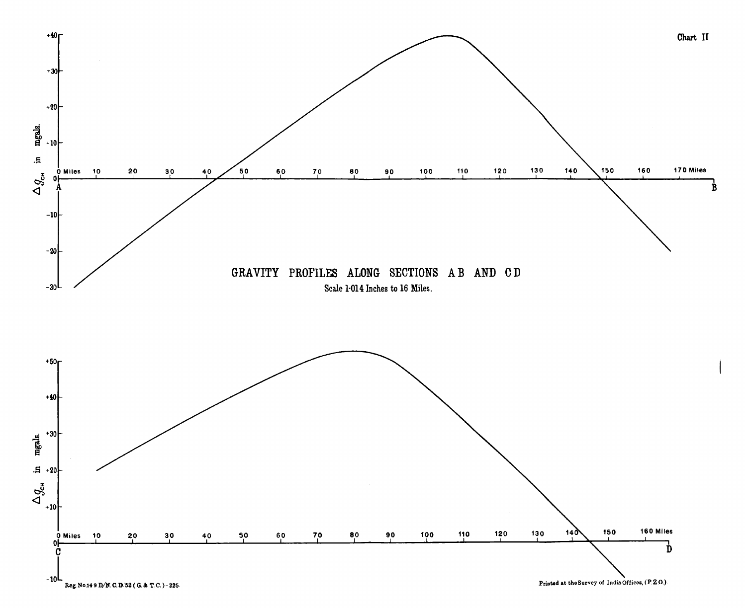Chart II

**GRAVITY PROFILES ALONG SECTIONS AB AND CD**

Scale 1·014 Inches to 16 Miles.

Reg. No.149 D/N. C. D.'52 (G. & T. C.) - 225.

Printed at the Survey of India Offices, (P.Z.O.).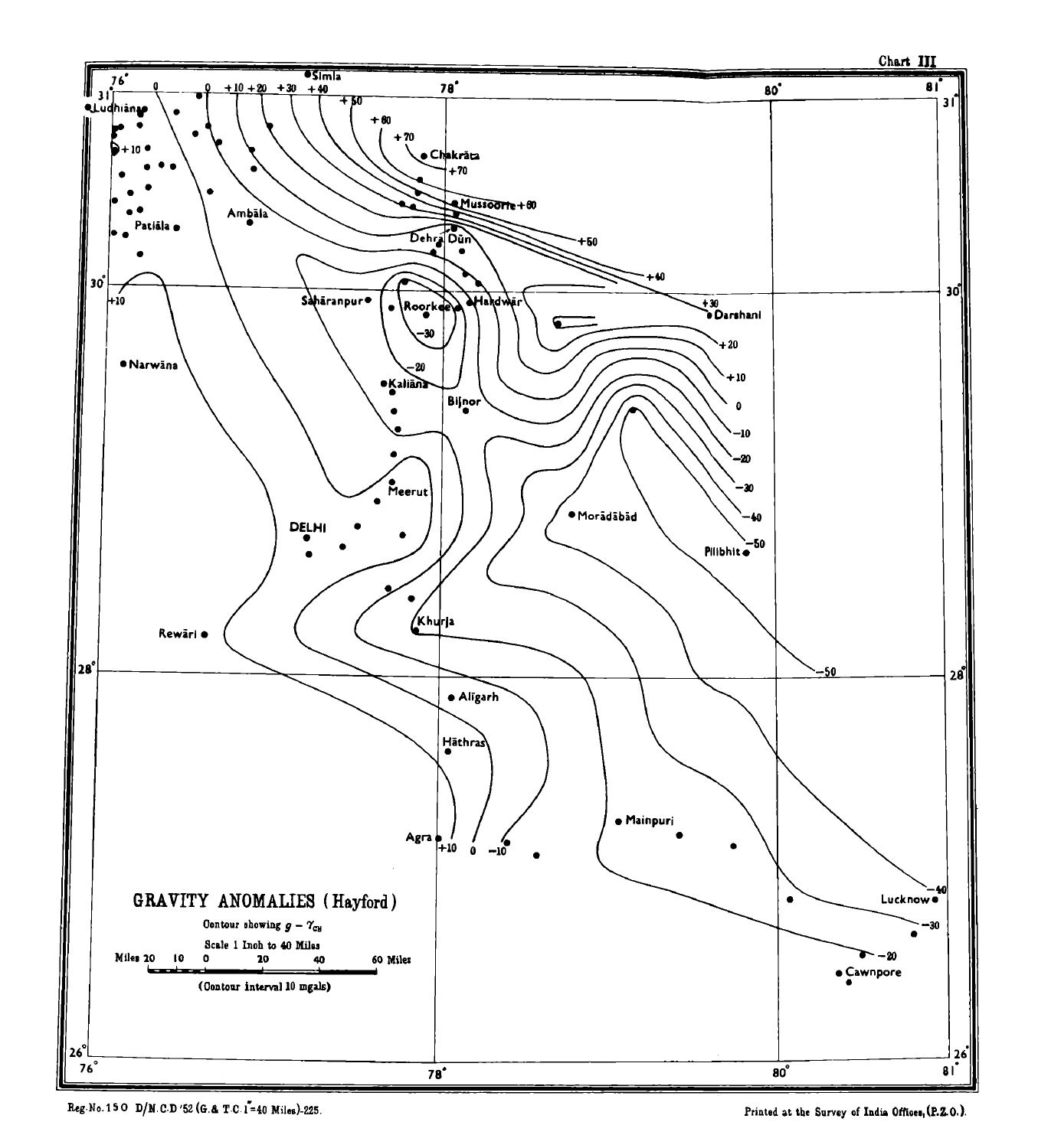Chart III

# GRAVITY ANOMALIES (Hayford)

Contour showing $g - \gamma_{CH}$

Scale 1 Inch to 40 Miles

Miles 20 10 0 20 40 60 Miles

(Contour interval 10 mgals)

Reg. No. 150 D/N.C.D.'52 (G. & T.C. 1"=40 Miles)-225.

Printed at the Survey of India Offices, (P.Z.O.).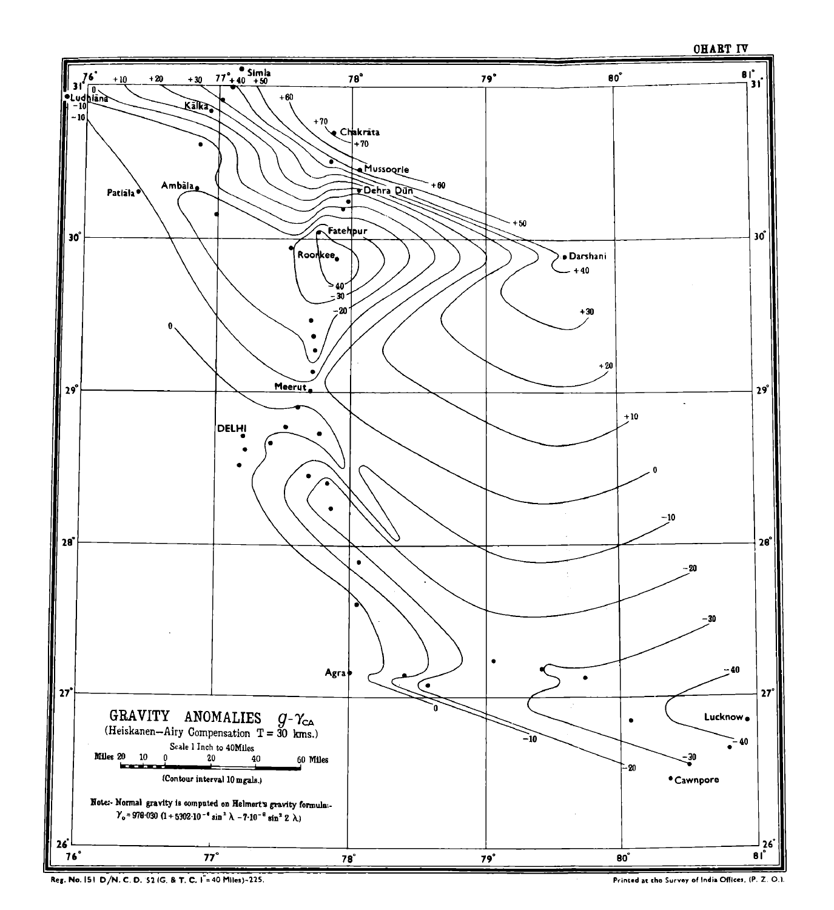CHART IV

GRAVITY ANOMALIES $g-\gamma_{CA}$

(Heiskanen—Airy Compensation T = 30 kms.)

Scale 1 Inch to 40Miles

Miles 20 10 0 20 40 60 Miles

(Contour interval 10 mgals.)

Note:- Normal gravity is computed on Helmert's gravity formula:-

$\gamma_0 = 978{\cdot}030\ (1 + 5302{\cdot}10^{-6} \sin^2 \lambda - 7{\cdot}10^{-6} \sin^2 2\lambda)$

76° 77° 78° 79° 80° 81°

31° 30° 29° 28° 27° 26°

Simla, Ludhiana, Kālka, Chakrāta, Mussoorie, Dehra Dūn, Patiāla, Ambāla, Fatehpur, Roorkee, Darshani, Meerut, DELHI, Agra, Lucknow, Cawnpore

0, +10, +20, +30, +40, +50, +60, +70, +70, +60, +50, +40, +30, +20, +10, 0, −10, −10, −40, −30, −20, 0, 0, −10, −20, −30, −40, −40, −30, −20, −10, 0

Reg. No. 151 D/N. C. D. 52 (G. & T. C. 1"=40 Miles)-225.

Printed at the Survey of India Offices, (P. Z. O.).